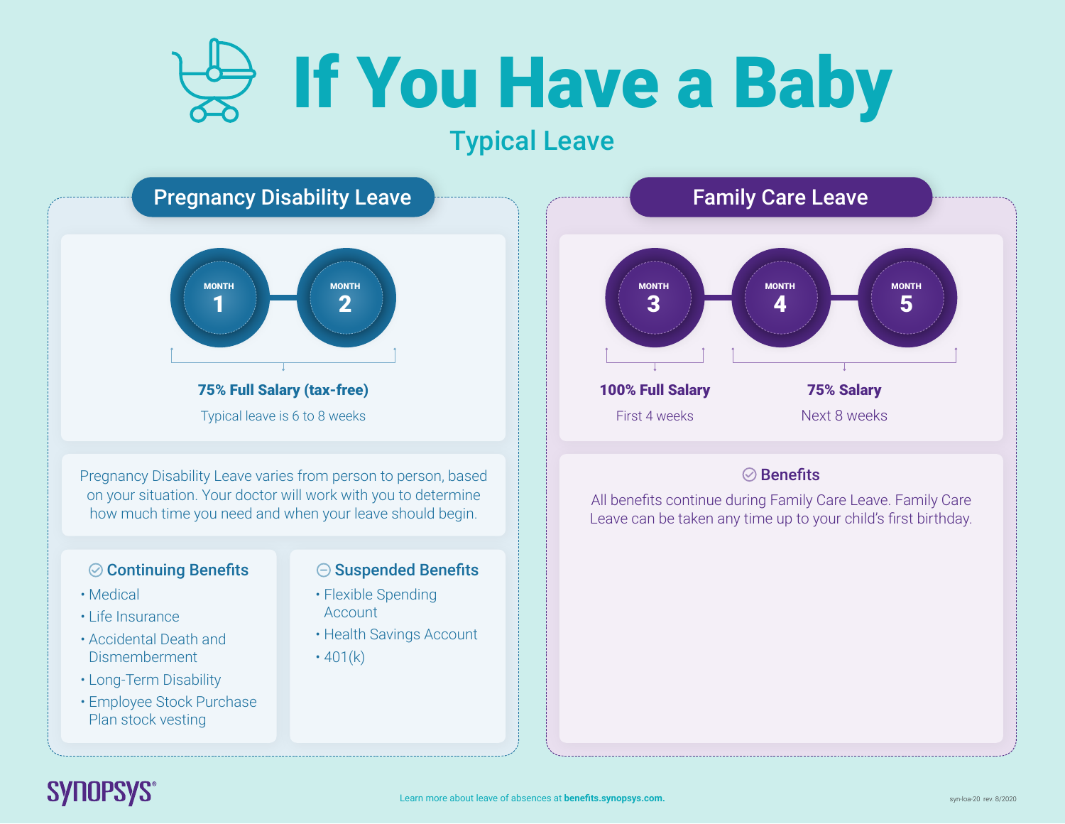# If You Have a Baby

## Typical Leave

### Pregnancy Disability Leave

MONTH 1 — MONTH 2

**75% Full Salary (tax-free)**

Typical leave is 6 to 8 weeks

Pregnancy Disability Leave varies from person to person, based on your situation. Your doctor will work with you to determine how much time you need and when your leave should begin.

#### Continuing Benefits

- Medical
- Life Insurance
- Accidental Death and Dismemberment
- Long-Term Disability
- Employee Stock Purchase Plan stock vesting

#### Suspended Benefits

- Flexible Spending Account
- Health Savings Account
- 401(k)

### Family Care Leave

MONTH 3 — MONTH 4 — MONTH 5

**100% Full Salary**

First 4 weeks

**75% Salary**

Next 8 weeks

#### Benefits

All benefits continue during Family Care Leave. Family Care Leave can be taken any time up to your child's first birthday.

SYNOPSYS®

Learn more about leave of absences at **benefits.synopsys.com.**

syn-loa-20 rev. 8/2020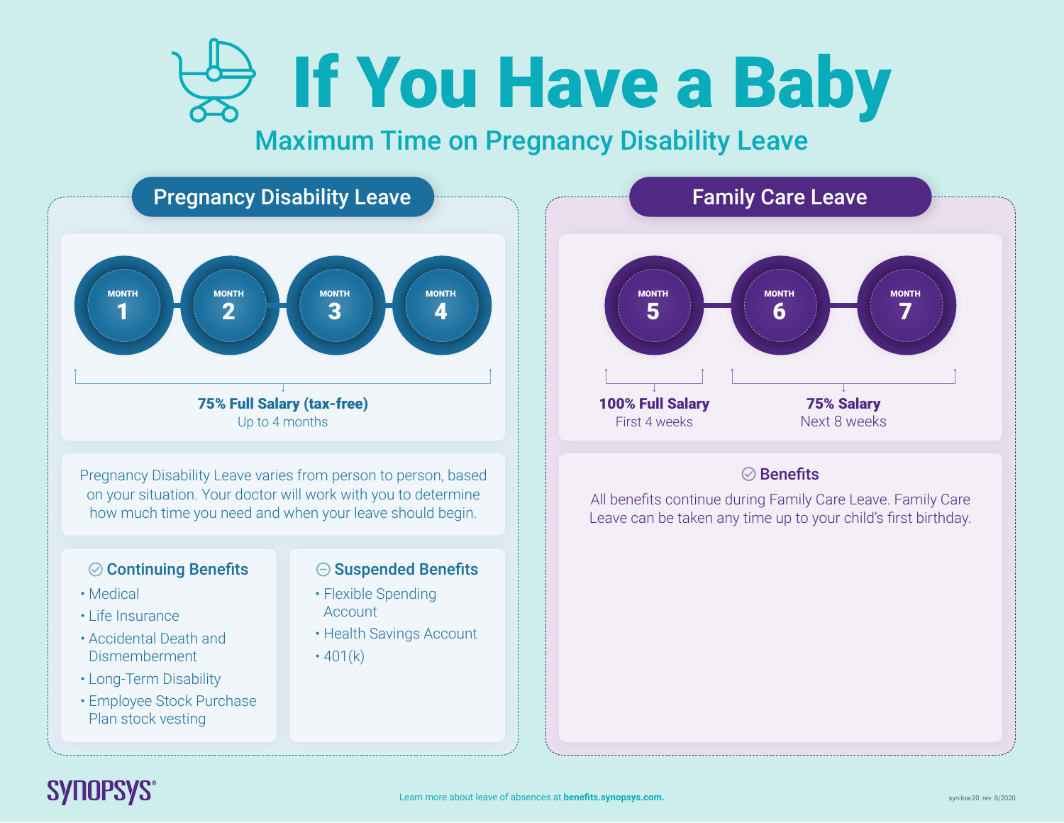# If You Have a Baby

## Maximum Time on Pregnancy Disability Leave

### Pregnancy Disability Leave

MONTH 1
MONTH 2
MONTH 3
MONTH 4

**75% Full Salary (tax-free)**
Up to 4 months

Pregnancy Disability Leave varies from person to person, based on your situation. Your doctor will work with you to determine how much time you need and when your leave should begin.

#### Continuing Benefits

- Medical
- Life Insurance
- Accidental Death and Dismemberment
- Long-Term Disability
- Employee Stock Purchase Plan stock vesting

#### Suspended Benefits

- Flexible Spending Account
- Health Savings Account
- 401(k)

### Family Care Leave

MONTH 5
MONTH 6
MONTH 7

**100% Full Salary**
First 4 weeks

**75% Salary**
Next 8 weeks

#### Benefits

All benefits continue during Family Care Leave. Family Care Leave can be taken any time up to your child's first birthday.

SYNOPSYS®

Learn more about leave of absences at **benefits.synopsys.com.**

syn-loa-20 rev. 8/2020